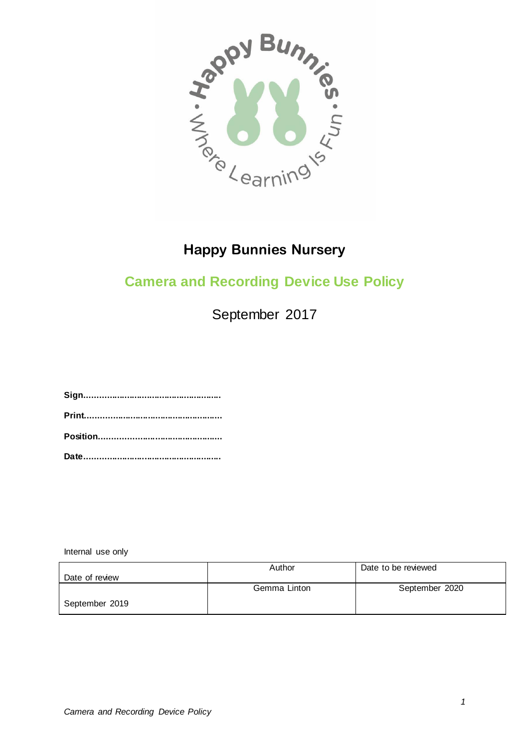# Happy Bunnies Nursery

## Camera and Recording Device Use Policy

September 2017

**Sign………………………………………………**

**Print………………………………………………**

**Position…………………………………………**

**Date………………………………………………**

Internal use only

| Date of review | Author | Date to be reviewed |
|---|---|---|
| September 2019 | Gemma Linton | September 2020 |

*Camera and Recording Device Policy*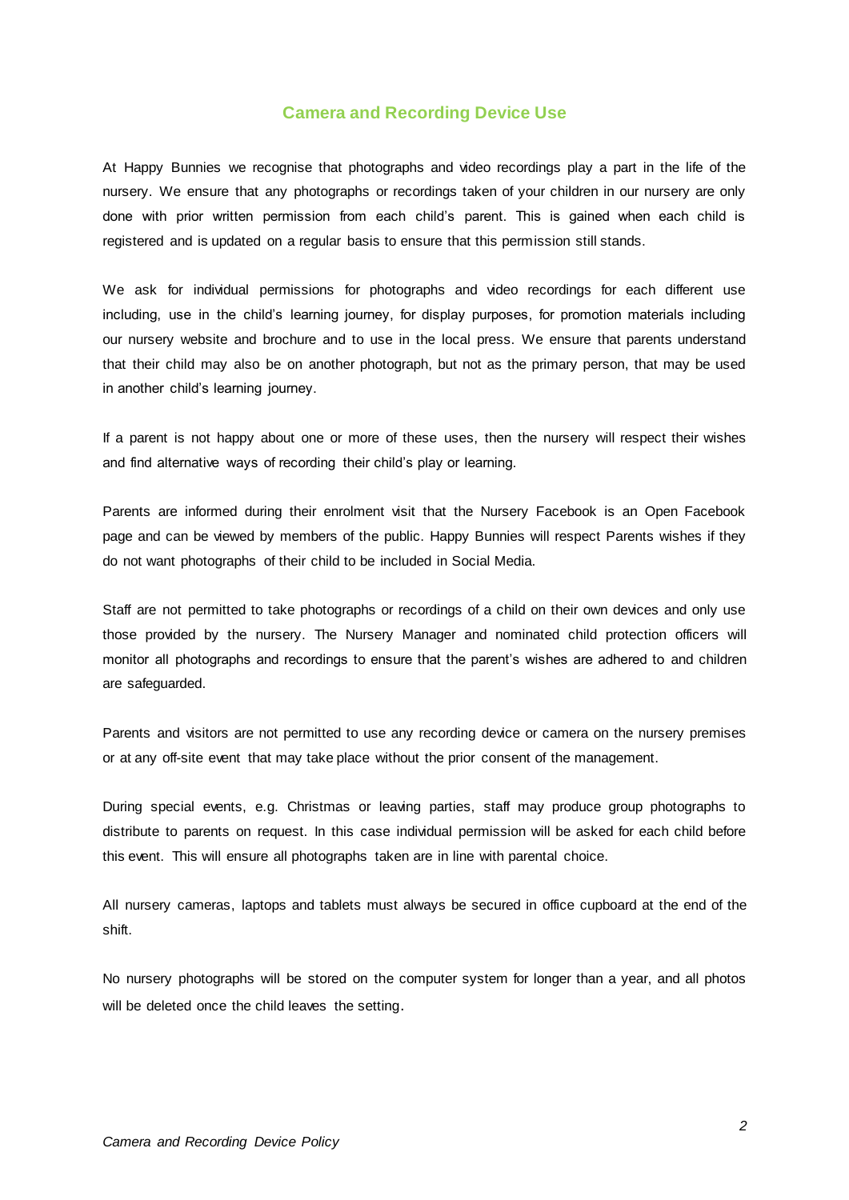## Camera and Recording Device Use

At Happy Bunnies we recognise that photographs and video recordings play a part in the life of the nursery. We ensure that any photographs or recordings taken of your children in our nursery are only done with prior written permission from each child's parent. This is gained when each child is registered and is updated on a regular basis to ensure that this permission still stands.

We ask for individual permissions for photographs and video recordings for each different use including, use in the child's learning journey, for display purposes, for promotion materials including our nursery website and brochure and to use in the local press. We ensure that parents understand that their child may also be on another photograph, but not as the primary person, that may be used in another child's learning journey.

If a parent is not happy about one or more of these uses, then the nursery will respect their wishes and find alternative ways of recording their child's play or learning.

Parents are informed during their enrolment visit that the Nursery Facebook is an Open Facebook page and can be viewed by members of the public. Happy Bunnies will respect Parents wishes if they do not want photographs of their child to be included in Social Media.

Staff are not permitted to take photographs or recordings of a child on their own devices and only use those provided by the nursery. The Nursery Manager and nominated child protection officers will monitor all photographs and recordings to ensure that the parent's wishes are adhered to and children are safeguarded.

Parents and visitors are not permitted to use any recording device or camera on the nursery premises or at any off-site event that may take place without the prior consent of the management.

During special events, e.g. Christmas or leaving parties, staff may produce group photographs to distribute to parents on request. In this case individual permission will be asked for each child before this event. This will ensure all photographs taken are in line with parental choice.

All nursery cameras, laptops and tablets must always be secured in office cupboard at the end of the shift.

No nursery photographs will be stored on the computer system for longer than a year, and all photos will be deleted once the child leaves the setting.